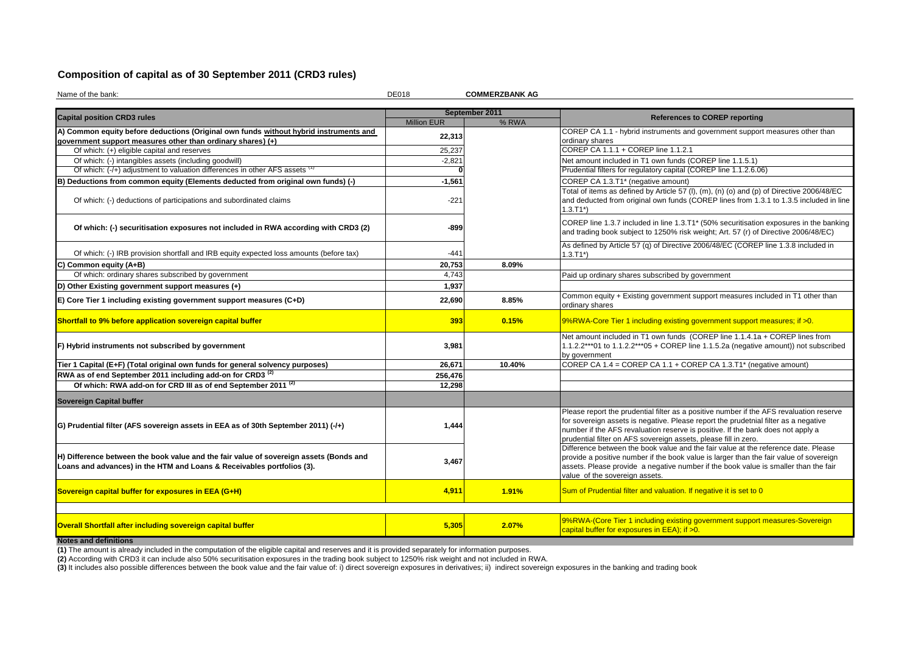## Composition of capital as of 30 September 2011 (CRD3 rules)

Name of the bank: DE018 **COMMERZBANK AG**

| Capital position CRD3 rules | September 2011 | | References to COREP reporting |
|---|---|---|---|
| | Million EUR | % RWA | |
| A) Common equity before deductions (Original own funds without hybrid instruments and government support measures other than ordinary shares) (+) | 22,313 | | COREP CA 1.1 - hybrid instruments and government support measures other than ordinary shares |
| Of which: (+) eligible capital and reserves | 25,237 | | COREP CA 1.1.1 + COREP line 1.1.2.1 |
| Of which: (-) intangibles assets (including goodwill) | -2,821 | | Net amount included in T1 own funds (COREP line 1.1.5.1) |
| Of which: (-/+) adjustment to valuation differences in other AFS assets [(1)] | 0 | | Prudential filters for regulatory capital (COREP line 1.1.2.6.06) |
| B) Deductions from common equity (Elements deducted from original own funds) (-) | -1,561 | | COREP CA 1.3.T1* (negative amount) |
| Of which: (-) deductions of participations and subordinated claims | -221 | | Total of items as defined by Article 57 (l), (m), (n) (o) and (p) of Directive 2006/48/EC and deducted from original own funds (COREP lines from 1.3.1 to 1.3.5 included in line 1.3.T1*) |
| **Of which: (-) securitisation exposures not included in RWA according with CRD3 (2)** | **-899** | | COREP line 1.3.7 included in line 1.3.T1* (50% securitisation exposures in the banking and trading book subject to 1250% risk weight; Art. 57 (r) of Directive 2006/48/EC) |
| Of which: (-) IRB provision shortfall and IRB equity expected loss amounts (before tax) | -441 | | As defined by Article 57 (q) of Directive 2006/48/EC (COREP line 1.3.8 included in 1.3.T1*) |
| C) Common equity (A+B) | 20,753 | 8.09% | |
| Of which: ordinary shares subscribed by government | 4,743 | | Paid up ordinary shares subscribed by government |
| D) Other Existing government support measures (+) | 1,937 | | |
| E) Core Tier 1 including existing government support measures (C+D) | 22,690 | 8.85% | Common equity + Existing government support measures included in T1 other than ordinary shares |
| **Shortfall to 9% before application sovereign capital buffer** | **393** | **0.15%** | 9%RWA-Core Tier 1 including existing government support measures; if >0. |
| F) Hybrid instruments not subscribed by government | 3,981 | | Net amount included in T1 own funds (COREP line 1.1.4.1a + COREP lines from 1.1.2.2***01 to 1.1.2.2***05 + COREP line 1.1.5.2a (negative amount)) not subscribed by government |
| Tier 1 Capital (E+F) (Total original own funds for general solvency purposes) | 26,671 | 10.40% | COREP CA 1.4 = COREP CA 1.1 + COREP CA 1.3.T1* (negative amount) |
| RWA as of end September 2011 including add-on for CRD3 [(2)] | 256,476 | | |
| Of which: RWA add-on for CRD III as of end September 2011 [(2)] | 12,298 | | |
| **Sovereign Capital buffer** | | | |
| G) Prudential filter (AFS sovereign assets in EEA as of 30th September 2011) (-/+) | 1,444 | | Please report the prudential filter as a positive number if the AFS revaluation reserve for sovereign assets is negative. Please report the prudetnial filter as a negative number if the AFS revaluation reserve is positive. If the bank does not apply a prudential filter on AFS sovereign assets, please fill in zero. |
| H) Difference between the book value and the fair value of sovereign assets (Bonds and Loans and advances) in the HTM and Loans & Receivables portfolios (3). | 3,467 | | Difference between the book value and the fair value at the reference date. Please provide a positive number if the book value is larger than the fair value of sovereign assets. Please provide a negative number if the book value is smaller than the fair value of the sovereign assets. |
| **Sovereign capital buffer for exposures in EEA (G+H)** | **4,911** | **1.91%** | Sum of Prudential filter and valuation. If negative it is set to 0 |
| **Overall Shortfall after including sovereign capital buffer** | **5,305** | **2.07%** | 9%RWA-(Core Tier 1 including existing government support measures-Sovereign capital buffer for exposures in EEA); if >0. |

**Notes and definitions**

**(1)** The amount is already included in the computation of the eligible capital and reserves and it is provided separately for information purposes.

**(2)** According with CRD3 it can include also 50% securitisation exposures in the trading book subject to 1250% risk weight and not included in RWA.

**(3)** It includes also possible differences between the book value and the fair value of: i) direct sovereign exposures in derivatives; ii) indirect sovereign exposures in the banking and trading book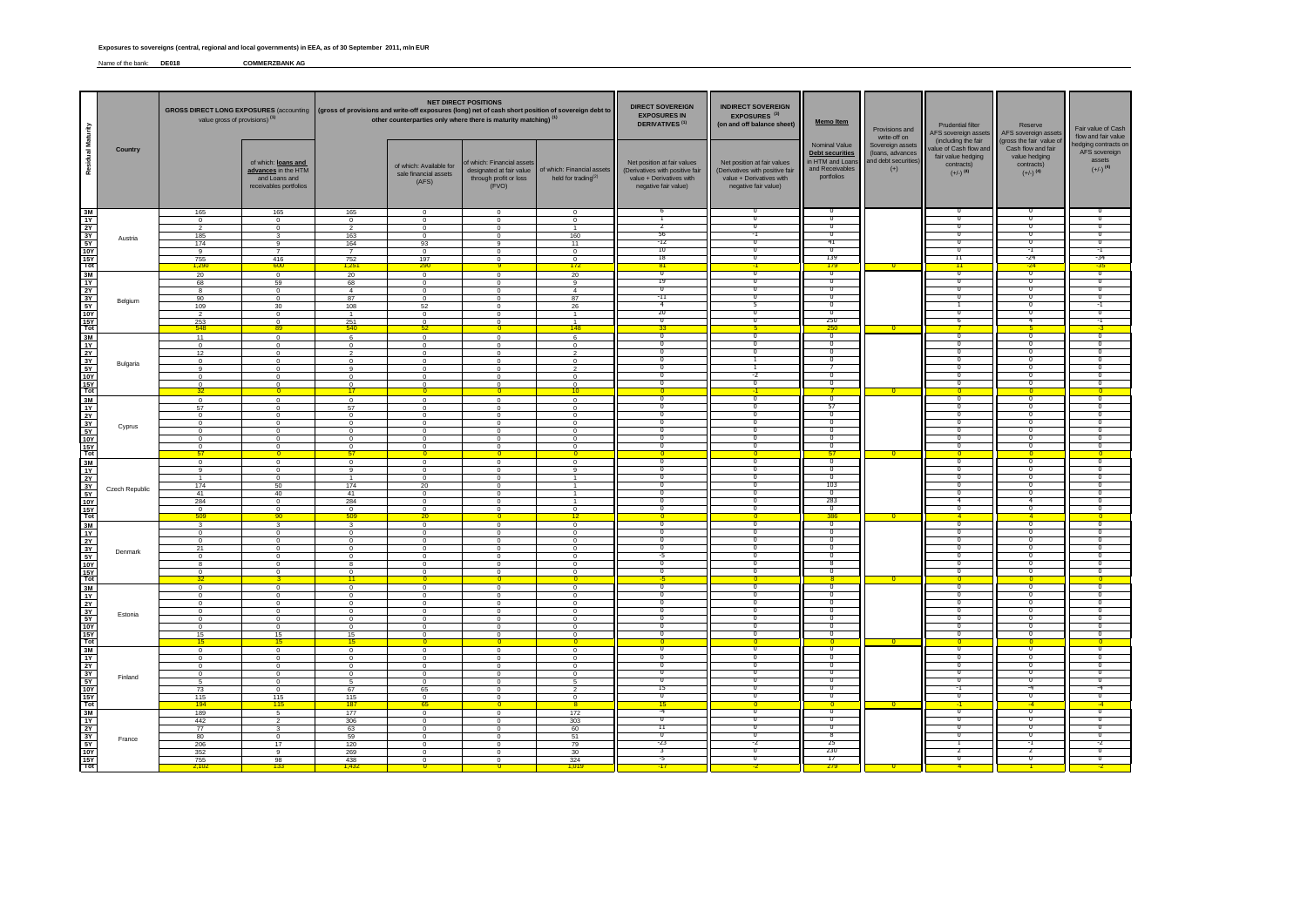**Exposures to sovereigns (central, regional and local governments) in EEA, as of 30 September 2011, mln EUR**

Name of the bank: **DE018** **COMMERZBANK AG**

| Residual Maturity | Country | GROSS DIRECT LONG EXPOSURES (accounting value gross of provisions) (1) | | NET DIRECT POSITIONS (gross of provisions and write-off exposures (long) net of cash short position of sovereign debt to other counterparties only where there is maturity matching) (1) | | | | DIRECT SOVEREIGN EXPOSURES IN DERIVATIVES (1) | INDIRECT SOVEREIGN EXPOSURES (3) (on and off balance sheet) | Memo Item | Provisions and write-off on Sovereign assets (loans, advances and debt securities) (+) | Prudential filter AFS sovereign assets (including the fair value of Cash flow and fair value hedging contracts) (+/-) (4) | Reserve AFS sovereign assets (gross the fair value of Cash flow and fair value hedging contracts) (+/-) (4) | Fair value of Cash flow and fair value hedging contracts on AFS sovereign assets (+/-) (4) |
|---|---|---|---|---|---|---|---|---|---|---|---|---|---|---|
| | | | of which: loans and advances in the HTM and Loans and receivables portfolios | | of which: Available for sale financial assets (AFS) | of which: Financial assets designated at fair value through profit or loss (FVO) | of which: Financial assets held for trading(2) | Net position at fair values (Derivatives with positive fair value + Derivatives with negative fair value) | Net position at fair values (Derivatives with positive fair value + Derivatives with negative fair value) | Nominal Value Debt securities in HTM and Loans and Receivables portfolios | | | | |
| 3M | Austria | 165 | 165 | 165 | 0 | 0 | 0 | 6 | 0 | 0 | | 0 | 0 | 0 |
| 1Y | | 0 | 0 | 0 | 0 | 0 | 0 | 1 | 0 | 0 | | 0 | 0 | 0 |
| 2Y | | 2 | 0 | 2 | 0 | 0 | 1 | 2 | 0 | 0 | | 0 | 0 | 0 |
| 3Y | | 185 | 3 | 163 | 0 | 0 | 160 | 56 | -1 | 0 | | 0 | 0 | 0 |
| 5Y | | 174 | 9 | 164 | 93 | 9 | 11 | -12 | 0 | 41 | | 0 | 0 | 0 |
| 10Y | | 9 | 7 | 7 | 0 | 0 | 0 | 10 | 0 | 0 | | 0 | -1 | -1 |
| 15Y | | 755 | 416 | 752 | 197 | 0 | 0 | 18 | 0 | 139 | | 11 | -24 | -34 |
| Tot | | 1,290 | 600 | 1,251 | 290 | 9 | 172 | 81 | -1 | 179 | 0 | 11 | -24 | -35 |
| 3M | Belgium | 20 | 0 | 20 | 0 | 0 | 20 | 0 | 0 | 0 | | 0 | 0 | 0 |
| 1Y | | 68 | 59 | 68 | 0 | 0 | 9 | 19 | 0 | 0 | | 0 | 0 | 0 |
| 2Y | | 8 | 0 | 4 | 0 | 0 | 4 | 0 | 0 | 0 | | 0 | 0 | 0 |
| 3Y | | 90 | 0 | 87 | 0 | 0 | 87 | -11 | 0 | 0 | | 0 | 0 | 0 |
| 5Y | | 109 | 30 | 108 | 52 | 0 | 26 | 4 | 5 | 0 | | 1 | 0 | -1 |
| 10Y | | 2 | 0 | 1 | 0 | 0 | 1 | 20 | 0 | 0 | | 0 | 0 | 0 |
| 15Y | | 253 | 0 | 251 | 0 | 0 | 1 | 0 | 0 | 250 | | 6 | 4 | -1 |
| Tot | | 548 | 89 | 540 | 52 | 0 | 148 | 33 | 5 | 250 | 0 | 7 | 5 | -3 |
| 3M | Bulgaria | 11 | 0 | 6 | 0 | 0 | 6 | 0 | 0 | 0 | | 0 | 0 | 0 |
| 1Y | | 0 | 0 | 0 | 0 | 0 | 0 | 0 | 0 | 0 | | 0 | 0 | 0 |
| 2Y | | 12 | 0 | 2 | 0 | 0 | 2 | 0 | 0 | 0 | | 0 | 0 | 0 |
| 3Y | | 0 | 0 | 0 | 0 | 0 | 0 | 0 | 1 | 0 | | 0 | 0 | 0 |
| 5Y | | 9 | 0 | 9 | 0 | 0 | 2 | 0 | 1 | 7 | | 0 | 0 | 0 |
| 10Y | | 0 | 0 | 0 | 0 | 0 | 0 | 0 | -2 | 0 | | 0 | 0 | 0 |
| 15Y | | 0 | 0 | 0 | 0 | 0 | 0 | 0 | 0 | 0 | | 0 | 0 | 0 |
| Tot | | 32 | 0 | 17 | 0 | 0 | 10 | 0 | -1 | 7 | 0 | 0 | 0 | 0 |
| 3M | Cyprus | 0 | 0 | 0 | 0 | 0 | 0 | 0 | 0 | 0 | | 0 | 0 | 0 |
| 1Y | | 57 | 0 | 57 | 0 | 0 | 0 | 0 | 0 | 57 | | 0 | 0 | 0 |
| 2Y | | 0 | 0 | 0 | 0 | 0 | 0 | 0 | 0 | 0 | | 0 | 0 | 0 |
| 3Y | | 0 | 0 | 0 | 0 | 0 | 0 | 0 | 0 | 0 | | 0 | 0 | 0 |
| 5Y | | 0 | 0 | 0 | 0 | 0 | 0 | 0 | 0 | 0 | | 0 | 0 | 0 |
| 10Y | | 0 | 0 | 0 | 0 | 0 | 0 | 0 | 0 | 0 | | 0 | 0 | 0 |
| 15Y | | 0 | 0 | 0 | 0 | 0 | 0 | 0 | 0 | 0 | | 0 | 0 | 0 |
| Tot | | 57 | 0 | 57 | 0 | 0 | 0 | 0 | 0 | 57 | 0 | 0 | 0 | 0 |
| 3M | Czech Republic | 0 | 0 | 0 | 0 | 0 | 0 | 0 | 0 | 0 | | 0 | 0 | 0 |
| 1Y | | 9 | 0 | 9 | 0 | 0 | 9 | 0 | 0 | 0 | | 0 | 0 | 0 |
| 2Y | | 1 | 0 | 1 | 0 | 0 | 1 | 0 | 0 | 0 | | 0 | 0 | 0 |
| 3Y | | 174 | 50 | 174 | 20 | 0 | 1 | 0 | 0 | 103 | | 0 | 0 | 0 |
| 5Y | | 41 | 40 | 41 | 0 | 0 | 1 | 0 | 0 | 0 | | 0 | 0 | 0 |
| 10Y | | 284 | 0 | 284 | 0 | 0 | 1 | 0 | 0 | 283 | | 4 | 4 | 0 |
| 15Y | | 0 | 0 | 0 | 0 | 0 | 0 | 0 | 0 | 0 | | 0 | 0 | 0 |
| Tot | | 509 | 90 | 509 | 20 | 0 | 12 | 0 | 0 | 386 | 0 | 4 | 4 | 0 |
| 3M | Denmark | 3 | 3 | 3 | 0 | 0 | 0 | 0 | 0 | 0 | | 0 | 0 | 0 |
| 1Y | | 0 | 0 | 0 | 0 | 0 | 0 | 0 | 0 | 0 | | 0 | 0 | 0 |
| 2Y | | 0 | 0 | 0 | 0 | 0 | 0 | 0 | 0 | 0 | | 0 | 0 | 0 |
| 3Y | | 21 | 0 | 0 | 0 | 0 | 0 | 0 | 0 | 0 | | 0 | 0 | 0 |
| 5Y | | 0 | 0 | 0 | 0 | 0 | 0 | -5 | 0 | 0 | | 0 | 0 | 0 |
| 10Y | | 8 | 0 | 8 | 0 | 0 | 0 | 0 | 0 | 8 | | 0 | 0 | 0 |
| 15Y | | 0 | 0 | 0 | 0 | 0 | 0 | 0 | 0 | 0 | | 0 | 0 | 0 |
| Tot | | 32 | 3 | 11 | 0 | 0 | 0 | -5 | 0 | 8 | 0 | 0 | 0 | 0 |
| 3M | Estonia | 0 | 0 | 0 | 0 | 0 | 0 | 0 | 0 | 0 | | 0 | 0 | 0 |
| 1Y | | 0 | 0 | 0 | 0 | 0 | 0 | 0 | 0 | 0 | | 0 | 0 | 0 |
| 2Y | | 0 | 0 | 0 | 0 | 0 | 0 | 0 | 0 | 0 | | 0 | 0 | 0 |
| 3Y | | 0 | 0 | 0 | 0 | 0 | 0 | 0 | 0 | 0 | | 0 | 0 | 0 |
| 5Y | | 0 | 0 | 0 | 0 | 0 | 0 | 0 | 0 | 0 | | 0 | 0 | 0 |
| 10Y | | 0 | 0 | 0 | 0 | 0 | 0 | 0 | 0 | 0 | | 0 | 0 | 0 |
| 15Y | | 15 | 15 | 15 | 0 | 0 | 0 | 0 | 0 | 0 | | 0 | 0 | 0 |
| Tot | | 15 | 15 | 15 | 0 | 0 | 0 | 0 | 0 | 0 | 0 | 0 | 0 | 0 |
| 3M | Finland | 0 | 0 | 0 | 0 | 0 | 0 | 0 | 0 | 0 | | 0 | 0 | 0 |
| 1Y | | 0 | 0 | 0 | 0 | 0 | 0 | 0 | 0 | 0 | | 0 | 0 | 0 |
| 2Y | | 0 | 0 | 0 | 0 | 0 | 0 | 0 | 0 | 0 | | 0 | 0 | 0 |
| 3Y | | 0 | 0 | 0 | 0 | 0 | 0 | 0 | 0 | 0 | | 0 | 0 | 0 |
| 5Y | | 5 | 0 | 5 | 0 | 0 | 5 | 0 | 0 | 0 | | 0 | 0 | 0 |
| 10Y | | 73 | 0 | 67 | 65 | 0 | 2 | 15 | 0 | 0 | | -1 | -4 | -4 |
| 15Y | | 115 | 115 | 115 | 0 | 0 | 0 | 0 | 0 | 0 | | 0 | 0 | 0 |
| Tot | | 194 | 115 | 187 | 65 | 0 | 8 | 15 | 0 | 0 | 0 | -1 | -4 | -4 |
| 3M | France | 189 | 5 | 177 | 0 | 0 | 172 | -4 | 0 | 0 | | 0 | 0 | 0 |
| 1Y | | 442 | 2 | 306 | 0 | 0 | 303 | 0 | 0 | 0 | | 0 | 0 | 0 |
| 2Y | | 77 | 3 | 63 | 0 | 0 | 60 | 11 | 0 | 0 | | 0 | 0 | 0 |
| 3Y | | 80 | 0 | 59 | 0 | 0 | 51 | 0 | 0 | 8 | | 0 | 0 | 0 |
| 5Y | | 206 | 17 | 120 | 0 | 0 | 79 | -23 | -2 | 25 | | 1 | -1 | -2 |
| 10Y | | 352 | 9 | 269 | 0 | 0 | 30 | 3 | 0 | 230 | | 2 | 2 | 0 |
| 15Y | | 755 | 98 | 438 | 0 | 0 | 324 | -5 | 0 | 17 | | 0 | 0 | 0 |
| Tot | | 2,102 | 133 | 1,432 | 0 | 0 | 1,019 | -17 | -2 | 279 | 0 | 4 | 1 | -2 |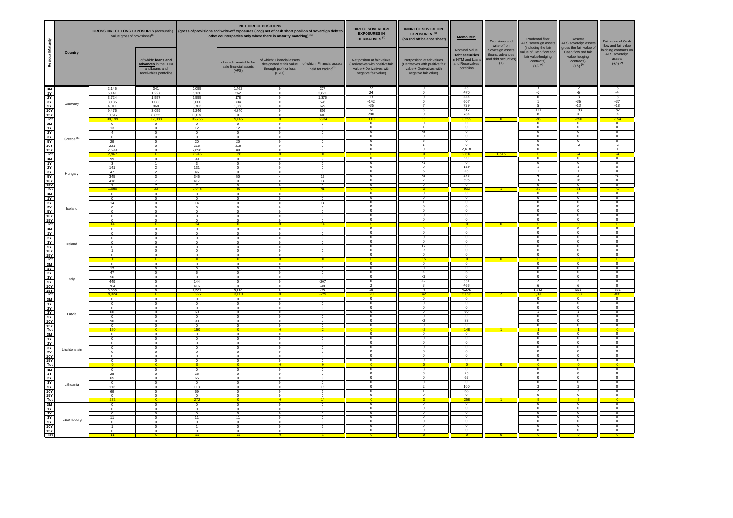| Residual Maturity | Country | GROSS DIRECT LONG EXPOSURES (accounting value gross of provisions) (1) | | NET DIRECT POSITIONS (gross of provisions and write-off exposures (long) net of cash short position of sovereign debt to other counterparties only where there is maturity matching) (1) | | | | DIRECT SOVEREIGN EXPOSURES IN DERIVATIVES (1) | INDIRECT SOVEREIGN EXPOSURES (3) (on and off balance sheet) | Memo Item | Provisions and write-off on Sovereign assets (loans, advances and debt securities) (+) | Prudential filter AFS sovereign assets (including the fair value of Cash flow and fair value hedging contracts) (+/-) (4) | Reserve AFS sovereign assets (gross the fair value of Cash flow and fair value hedging contracts) (+/-) (4) | Fair value of Cash flow and fair value hedging contracts on AFS sovereign assets (+/-) (4) |
|---|---|---|---|---|---|---|---|---|---|---|---|---|---|---|
| | | | of which: loans and advances in the HTM and Loans and receivables portfolios | | of which: Available for sale financial assets (AFS) | of which: Financial assets designated at fair value through profit or loss (FVO) | of which: Financial assets held for trading (2) | Net position at fair values (Derivatives with positive fair value + Derivatives with negative fair value) | Net position at fair values (Derivatives with positive fair value + Derivatives with negative fair value) | Nominal Value Debt securities in HTM and Loans and Receivables portfolios | | | | |
| 3M | Germany | 2,145 | 341 | 2,055 | 1,462 | 0 | 207 | 72 | 0 | 45 | | 3 | -2 | -5 |
| 1Y | | 5,141 | 1,227 | 5,130 | 562 | 0 | 2,871 | 24 | 0 | 470 | | -2 | -6 | -4 |
| 2Y | | 3,724 | 1,557 | 3,555 | 178 | 0 | 1,376 | 13 | 0 | 444 | | 0 | -3 | -3 |
| 3Y | | 3,185 | 1,083 | 3,000 | 734 | 0 | 576 | -142 | 0 | 607 | | 1 | -36 | -37 |
| 5Y | | 4,011 | 968 | 3,703 | 1,368 | 0 | 629 | -36 | 7 | 739 | | 5 | -13 | -18 |
| 10Y | | 9,476 | 3,059 | 9,246 | 4,840 | 0 | 836 | -61 | 3 | 512 | | -111 | -193 | -82 |
| 15Y | | 10,517 | 8,855 | 10,078 | 0 | 0 | 440 | 240 | 0 | 784 | | 8 | 4 | -4 |
| Tot | | 38,199 | 17,088 | 36,766 | 9,145 | 0 | 6,934 | 110 | 11 | 3,599 | 0 | -96 | -250 | -154 |
| 3M | Greece (5) | 0 | 0 | 0 | 0 | 0 | 0 | 0 | 0 | 0 | | 0 | 0 | 0 |
| 1Y | | 13 | 0 | 12 | 12 | 0 | 0 | 0 | 1 | 0 | | 0 | 0 | 0 |
| 2Y | | 4 | 0 | 0 | 0 | 0 | 0 | 0 | -8 | 0 | | 0 | 0 | 0 |
| 3Y | | 0 | 0 | 0 | 0 | 0 | 0 | 0 | 0 | 0 | | 0 | 0 | 0 |
| 5Y | | 29 | 0 | 20 | 20 | 0 | 0 | 0 | 5 | 0 | | 0 | 0 | 0 |
| 10Y | | 221 | 0 | 216 | 216 | 0 | 0 | 0 | 1 | 0 | | 0 | -2 | -2 |
| 15Y | | 2,699 | 0 | 2,698 | 80 | 0 | 0 | 0 | 0 | 2,618 | | 0 | -1 | -1 |
| Tot | | 2,967 | 0 | 2,946 | 328 | 0 | 0 | 0 | 0 | 2,618 | 1,516 | 0 | -4 | -4 |
| 3M | Hungary | 99 | 0 | 99 | 0 | 0 | 9 | 0 | 0 | 90 | | 0 | 0 | 0 |
| 1Y | | 3 | 1 | 3 | 0 | 0 | 2 | 0 | -1 | 0 | | 0 | 0 | 0 |
| 2Y | | 141 | 2 | 131 | 0 | 0 | 0 | 0 | 0 | 129 | | 1 | 1 | 0 |
| 3Y | | 47 | 2 | 46 | 0 | 0 | 0 | 0 | 6 | 45 | | 1 | 1 | 0 |
| 5Y | | 345 | 3 | 345 | 50 | 4 | 16 | 0 | -5 | 273 | | 4 | 3 | -1 |
| 10Y | | 418 | 7 | 417 | 0 | 0 | 14 | 0 | 2 | 395 | | 16 | 16 | 0 |
| 15Y | | 7 | 7 | 7 | 0 | 0 | 0 | 0 | 0 | 0 | | 0 | 0 | 0 |
| Tot | | 1,060 | 22 | 1,048 | 50 | 4 | 41 | 0 | 3 | 932 | 1 | 21 | 21 | -1 |
| 3M | Iceland | 0 | 0 | 0 | 0 | 0 | 0 | 0 | 0 | 0 | | 0 | 0 | 0 |
| 1Y | | 0 | 0 | 0 | 0 | 0 | 0 | 0 | 0 | 0 | | 0 | 0 | 0 |
| 2Y | | 14 | 0 | 14 | 0 | 0 | 14 | 0 | 1 | 0 | | 0 | 0 | 0 |
| 3Y | | 0 | 0 | 0 | 0 | 0 | 0 | 0 | 0 | 0 | | 0 | 0 | 0 |
| 5Y | | 0 | 0 | 0 | 0 | 0 | 0 | 0 | 0 | 0 | | 0 | 0 | 0 |
| 10Y | | 0 | 0 | 0 | 0 | 0 | 0 | 0 | 0 | 0 | | 0 | 0 | 0 |
| 15Y | | 0 | 0 | 0 | 0 | 0 | 0 | 0 | 0 | 0 | | 0 | 0 | 0 |
| Tot | | 14 | 0 | 14 | 0 | 0 | 14 | 0 | 1 | 0 | 0 | 0 | 0 | 0 |
| 3M | Ireland | 0 | 0 | 0 | 0 | 0 | 0 | 0 | 0 | 0 | | 0 | 0 | 0 |
| 1Y | | 0 | 0 | 0 | 0 | 0 | 0 | 0 | 0 | 0 | | 0 | 0 | 0 |
| 2Y | | 0 | 0 | 0 | 0 | 0 | 0 | 0 | 0 | 0 | | 0 | 0 | 0 |
| 3Y | | 0 | 0 | 0 | 0 | 0 | 0 | 0 | 0 | 0 | | 0 | 0 | 0 |
| 5Y | | 0 | 0 | 0 | 0 | 0 | 0 | 0 | 17 | 0 | | 0 | 0 | 0 |
| 10Y | | 1 | 0 | 0 | 0 | 0 | 0 | 0 | -2 | 0 | | 0 | 0 | 0 |
| 15Y | | 0 | 0 | 0 | 0 | 0 | 0 | 0 | 0 | 0 | | 0 | 0 | 0 |
| Tot | | 1 | 0 | 0 | 0 | 0 | 0 | 0 | 15 | 0 | 0 | 0 | 0 | 0 |
| 3M | Italy | 0 | 0 | 0 | 0 | 0 | 0 | 0 | 0 | 0 | | 0 | 0 | 0 |
| 1Y | | 17 | 0 | 0 | 0 | 0 | 0 | 0 | 0 | 0 | | 0 | 0 | 0 |
| 2Y | | 47 | 0 | 6 | 0 | 0 | 0 | 0 | 4 | 6 | | 0 | 0 | 0 |
| 3Y | | 56 | 0 | 0 | 0 | 0 | 0 | 0 | -3 | 0 | | 0 | 0 | 0 |
| 5Y | | 449 | 0 | 144 | 0 | 0 | -207 | 0 | 42 | 351 | | 2 | 2 | 0 |
| 10Y | | 704 | 0 | 416 | 0 | 0 | -48 | 2 | 3 | 465 | | 6 | 6 | 0 |
| 15Y | | 8,050 | 0 | 7,361 | 3,110 | 0 | -25 | 18 | -4 | 4,275 | | 1,382 | 551 | -831 |
| Tot | | 9,324 | 0 | 7,927 | 3,110 | 0 | -279 | 20 | 42 | 5,096 | 2 | 1,390 | 558 | -831 |
| 3M | Latvia | 0 | 0 | 0 | 0 | 0 | 0 | 0 | 0 | 0 | | 0 | 0 | 0 |
| 1Y | | 0 | 0 | 0 | 0 | 0 | 0 | 0 | 0 | 0 | | 0 | 0 | 0 |
| 2Y | | 0 | 0 | 0 | 0 | 0 | 0 | 0 | 0 | 0 | | 0 | 0 | 0 |
| 3Y | | 60 | 0 | 60 | 0 | 0 | 0 | 0 | 0 | 60 | | 1 | 1 | 0 |
| 5Y | | 0 | 0 | 0 | 0 | 0 | 0 | 0 | 0 | 0 | | 0 | 0 | 0 |
| 10Y | | 90 | 0 | 90 | 0 | 0 | 2 | 0 | -2 | 88 | | 0 | 0 | 0 |
| 15Y | | 0 | 0 | 0 | 0 | 0 | 0 | 0 | 0 | 0 | | 0 | 0 | 0 |
| Tot | | 150 | 0 | 150 | 0 | 0 | 2 | 0 | -2 | 148 | 1 | 1 | 1 | 0 |
| 3M | Liechtenstein | 0 | 0 | 0 | 0 | 0 | 0 | 0 | 0 | 0 | | 0 | 0 | 0 |
| 1Y | | 0 | 0 | 0 | 0 | 0 | 0 | 0 | 0 | 0 | | 0 | 0 | 0 |
| 2Y | | 0 | 0 | 0 | 0 | 0 | 0 | 0 | 0 | 0 | | 0 | 0 | 0 |
| 3Y | | 0 | 0 | 0 | 0 | 0 | 0 | 0 | 0 | 0 | | 0 | 0 | 0 |
| 5Y | | 0 | 0 | 0 | 0 | 0 | 0 | 0 | 0 | 0 | | 0 | 0 | 0 |
| 10Y | | 0 | 0 | 0 | 0 | 0 | 0 | 0 | 0 | 0 | | 0 | 0 | 0 |
| 15Y | | 0 | 0 | 0 | 0 | 0 | 0 | 0 | 0 | 0 | | 0 | 0 | 0 |
| Tot | | 0 | 0 | 0 | 0 | 0 | 0 | 0 | 0 | 0 | 0 | 0 | 0 | 0 |
| 3M | Lithuania | 0 | 0 | 0 | 0 | 0 | 0 | 0 | 0 | 0 | | 0 | 0 | 0 |
| 1Y | | 25 | 0 | 25 | 0 | 0 | 0 | 0 | 0 | 25 | | 0 | 0 | 0 |
| 2Y | | 65 | 0 | 65 | 0 | 0 | 0 | 0 | 0 | 65 | | 0 | 0 | 0 |
| 3Y | | 0 | 0 | 0 | 0 | 0 | 0 | 0 | 0 | 0 | | 0 | 0 | 0 |
| 5Y | | 113 | 0 | 113 | 0 | 0 | 13 | 0 | 2 | 100 | | 3 | 3 | 0 |
| 10Y | | 69 | 0 | 69 | 0 | 0 | 1 | 0 | 1 | 68 | | 2 | 2 | 0 |
| 15Y | | 0 | 0 | 0 | 0 | 0 | 0 | 0 | 0 | 0 | | 0 | 0 | 0 |
| Tot | | 272 | 0 | 272 | 0 | 0 | 14 | 0 | 3 | 258 | 1 | 5 | 5 | 0 |
| 3M | Luxembourg | 0 | 0 | 0 | 0 | 0 | 0 | 0 | 0 | 0 | | 0 | 0 | 0 |
| 1Y | | 0 | 0 | 0 | 0 | 0 | 0 | 0 | 0 | 0 | | 0 | 0 | 0 |
| 2Y | | 0 | 0 | 0 | 0 | 0 | 0 | 0 | 0 | 0 | | 0 | 0 | 0 |
| 3Y | | 11 | 0 | 11 | 11 | 0 | 0 | 0 | 0 | 0 | | 0 | 0 | 0 |
| 5Y | | 0 | 0 | 0 | 0 | 0 | 0 | 0 | 0 | 0 | | 0 | 0 | 0 |
| 10Y | | 1 | 0 | 1 | 0 | 0 | 1 | 0 | 0 | 0 | | 0 | 0 | 0 |
| 15Y | | 0 | 0 | 0 | 0 | 0 | 0 | 0 | 0 | 0 | | 0 | 0 | 0 |
| Tot | | 11 | 0 | 11 | 11 | 0 | 1 | 0 | 0 | 0 | 0 | 0 | 0 | 0 |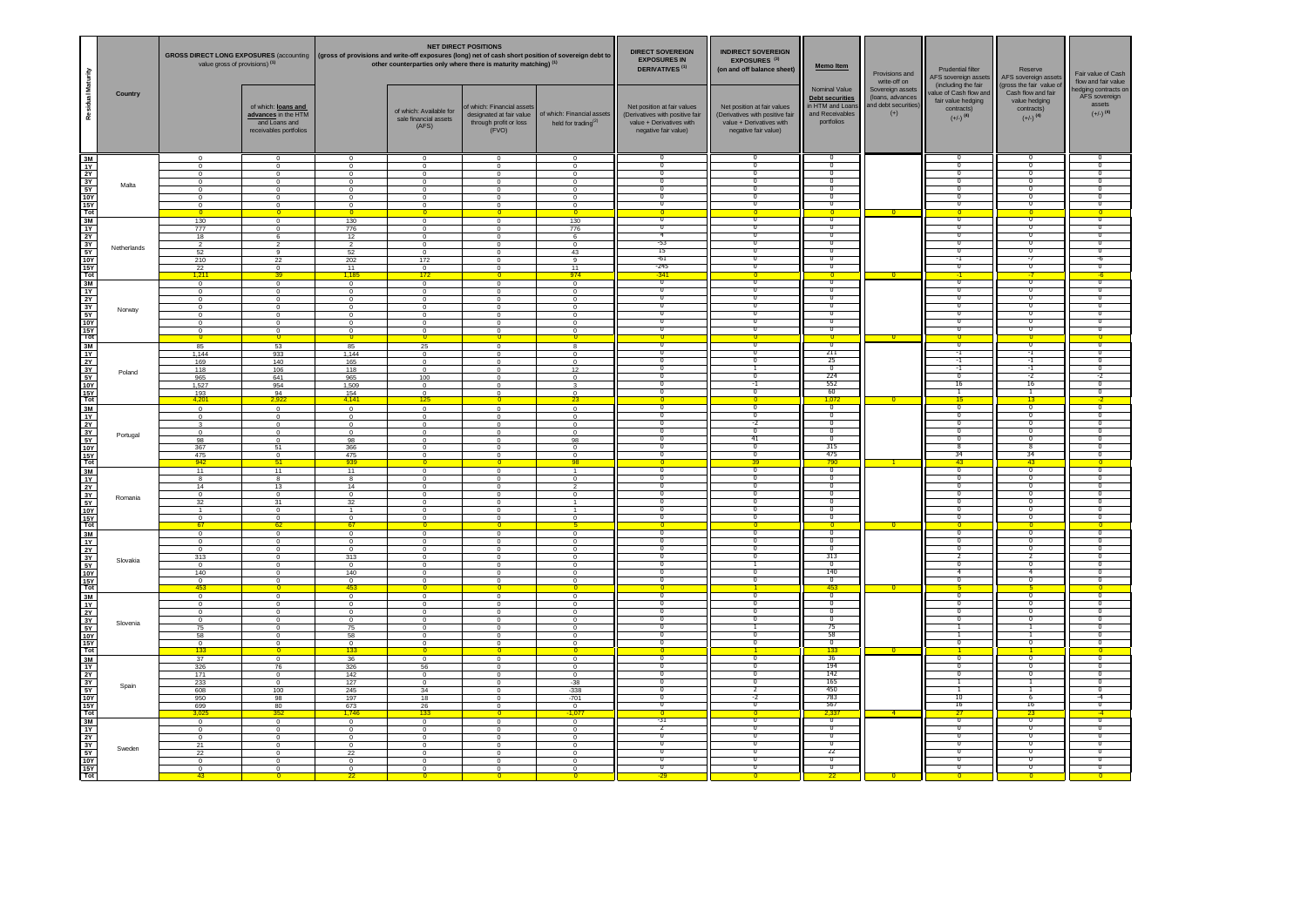| Residual Maturity | Country | GROSS DIRECT LONG EXPOSURES (accounting value gross of provisions) (1) | | NET DIRECT POSITIONS (gross of provisions and write-off exposures (long) net of cash short position of sovereign debt to other counterparties only where there is maturity matching) (1) | | | | DIRECT SOVEREIGN EXPOSURES IN DERIVATIVES (1) | INDIRECT SOVEREIGN EXPOSURES (3) (on and off balance sheet) | Memo Item | Provisions and write-off on Sovereign assets (loans, advances and debt securities) (+) | Prudential filter AFS sovereign assets (including the fair value of Cash flow and fair value hedging contracts) (+/-) (4) | Reserve AFS sovereign assets (gross the fair value of Cash flow and fair value hedging contracts) (+/-) (4) | Fair value of Cash flow and fair value hedging contracts on AFS sovereign assets (+/-) (4) |
|---|---|---|---|---|---|---|---|---|---|---|---|---|---|---|
| | | | of which: loans and advances in the HTM and Loans and receivables portfolios | | of which: Available for sale financial assets (AFS) | of which: Financial assets designated at fair value through profit or loss (FVO) | of which: Financial assets held for trading(2) | Net position at fair values (Derivatives with positive fair value + Derivatives with negative fair value) | Net position at fair values (Derivatives with positive fair value + Derivatives with negative fair value) | Nominal Value Debt securities in HTM and Loans and Receivables portfolios | | | | |
| 3M | Malta | 0 | 0 | 0 | 0 | 0 | 0 | 0 | 0 | 0 | | 0 | 0 | 0 |
| 1Y | | 0 | 0 | 0 | 0 | 0 | 0 | 0 | 0 | 0 | | 0 | 0 | 0 |
| 2Y | | 0 | 0 | 0 | 0 | 0 | 0 | 0 | 0 | 0 | | 0 | 0 | 0 |
| 3Y | | 0 | 0 | 0 | 0 | 0 | 0 | 0 | 0 | 0 | | 0 | 0 | 0 |
| 5Y | | 0 | 0 | 0 | 0 | 0 | 0 | 0 | 0 | 0 | | 0 | 0 | 0 |
| 10Y | | 0 | 0 | 0 | 0 | 0 | 0 | 0 | 0 | 0 | | 0 | 0 | 0 |
| 15Y | | 0 | 0 | 0 | 0 | 0 | 0 | 0 | 0 | 0 | | 0 | 0 | 0 |
| Tot | | 0 | 0 | 0 | 0 | 0 | 0 | 0 | 0 | 0 | 0 | 0 | 0 | 0 |
| 3M | Netherlands | 130 | 0 | 130 | 0 | 0 | 130 | 0 | 0 | 0 | | 0 | 0 | 0 |
| 1Y | | 777 | 0 | 776 | 0 | 0 | 776 | 0 | 0 | 0 | | 0 | 0 | 0 |
| 2Y | | 18 | 6 | 12 | 0 | 0 | 6 | 4 | 0 | 0 | | 0 | 0 | 0 |
| 3Y | | 2 | 2 | 2 | 0 | 0 | 0 | -53 | 0 | 0 | | 0 | 0 | 0 |
| 5Y | | 52 | 9 | 52 | 0 | 0 | 43 | 15 | 0 | 0 | | 0 | 0 | 0 |
| 10Y | | 210 | 22 | 202 | 172 | 0 | 9 | -61 | 0 | 0 | | -1 | -7 | -6 |
| 15Y | | 22 | 0 | 11 | 0 | 0 | 11 | -245 | 0 | 0 | | 0 | 0 | 0 |
| Tot | | 1,211 | 39 | 1,185 | 172 | 0 | 974 | -341 | 0 | 0 | 0 | -1 | -7 | -6 |
| 3M | Norway | 0 | 0 | 0 | 0 | 0 | 0 | 0 | 0 | 0 | | 0 | 0 | 0 |
| 1Y | | 0 | 0 | 0 | 0 | 0 | 0 | 0 | 0 | 0 | | 0 | 0 | 0 |
| 2Y | | 0 | 0 | 0 | 0 | 0 | 0 | 0 | 0 | 0 | | 0 | 0 | 0 |
| 3Y | | 0 | 0 | 0 | 0 | 0 | 0 | 0 | 0 | 0 | | 0 | 0 | 0 |
| 5Y | | 0 | 0 | 0 | 0 | 0 | 0 | 0 | 0 | 0 | | 0 | 0 | 0 |
| 10Y | | 0 | 0 | 0 | 0 | 0 | 0 | 0 | 0 | 0 | | 0 | 0 | 0 |
| 15Y | | 0 | 0 | 0 | 0 | 0 | 0 | 0 | 0 | 0 | | 0 | 0 | 0 |
| Tot | | 0 | 0 | 0 | 0 | 0 | 0 | 0 | 0 | 0 | 0 | 0 | 0 | 0 |
| 3M | Poland | 85 | 53 | 85 | 25 | 0 | 8 | 0 | 0 | 0 | | 0 | 0 | 0 |
| 1Y | | 1,144 | 933 | 1,144 | 0 | 0 | 0 | 0 | 0 | 211 | | -1 | -1 | 0 |
| 2Y | | 169 | 140 | 165 | 0 | 0 | 0 | 0 | 0 | 25 | | -1 | -1 | 0 |
| 3Y | | 118 | 106 | 118 | 0 | 0 | 12 | 0 | 1 | 0 | | -1 | -1 | 0 |
| 5Y | | 965 | 641 | 965 | 100 | 0 | 0 | 0 | 0 | 224 | | 0 | -2 | -2 |
| 10Y | | 1,527 | 954 | 1,509 | 0 | 0 | 3 | 0 | -1 | 552 | | 16 | 16 | 0 |
| 15Y | | 193 | 94 | 154 | 0 | 0 | 0 | 0 | 0 | 60 | | 1 | 1 | 0 |
| Tot | | 4,201 | 2,922 | 4,141 | 125 | 0 | 23 | 0 | 0 | 1,072 | 0 | 15 | 13 | -2 |
| 3M | Portugal | 0 | 0 | 0 | 0 | 0 | 0 | 0 | 0 | 0 | | 0 | 0 | 0 |
| 1Y | | 0 | 0 | 0 | 0 | 0 | 0 | 0 | 0 | 0 | | 0 | 0 | 0 |
| 2Y | | 3 | 0 | 0 | 0 | 0 | 0 | 0 | -2 | 0 | | 0 | 0 | 0 |
| 3Y | | 0 | 0 | 0 | 0 | 0 | 0 | 0 | 0 | 0 | | 0 | 0 | 0 |
| 5Y | | 98 | 0 | 98 | 0 | 0 | 98 | 0 | 41 | 0 | | 0 | 0 | 0 |
| 10Y | | 367 | 51 | 366 | 0 | 0 | 0 | 0 | 0 | 315 | | 8 | 8 | 0 |
| 15Y | | 475 | 0 | 475 | 0 | 0 | 0 | 0 | 0 | 475 | | 34 | 34 | 0 |
| Tot | | 942 | 51 | 939 | 0 | 0 | 98 | 0 | 39 | 790 | 1 | 43 | 43 | 0 |
| 3M | Romania | 11 | 11 | 11 | 0 | 0 | 1 | 0 | 0 | 0 | | 0 | 0 | 0 |
| 1Y | | 8 | 8 | 8 | 0 | 0 | 0 | 0 | 0 | 0 | | 0 | 0 | 0 |
| 2Y | | 14 | 13 | 14 | 0 | 0 | 2 | 0 | 0 | 0 | | 0 | 0 | 0 |
| 3Y | | 0 | 0 | 0 | 0 | 0 | 0 | 0 | 0 | 0 | | 0 | 0 | 0 |
| 5Y | | 32 | 31 | 32 | 0 | 0 | 1 | 0 | 0 | 0 | | 0 | 0 | 0 |
| 10Y | | 1 | 0 | 1 | 0 | 0 | 1 | 0 | 0 | 0 | | 0 | 0 | 0 |
| 15Y | | 0 | 0 | 0 | 0 | 0 | 0 | 0 | 0 | 0 | | 0 | 0 | 0 |
| Tot | | 67 | 62 | 67 | 0 | 0 | 5 | 0 | 0 | 0 | 0 | 0 | 0 | 0 |
| 3M | Slovakia | 0 | 0 | 0 | 0 | 0 | 0 | 0 | 0 | 0 | | 0 | 0 | 0 |
| 1Y | | 0 | 0 | 0 | 0 | 0 | 0 | 0 | 0 | 0 | | 0 | 0 | 0 |
| 2Y | | 0 | 0 | 0 | 0 | 0 | 0 | 0 | 0 | 0 | | 0 | 0 | 0 |
| 3Y | | 313 | 0 | 313 | 0 | 0 | 0 | 0 | 0 | 313 | | 2 | 2 | 0 |
| 5Y | | 0 | 0 | 0 | 0 | 0 | 0 | 0 | 1 | 0 | | 0 | 0 | 0 |
| 10Y | | 140 | 0 | 140 | 0 | 0 | 0 | 0 | 0 | 140 | | 4 | 4 | 0 |
| 15Y | | 0 | 0 | 0 | 0 | 0 | 0 | 0 | 0 | 0 | | 0 | 0 | 0 |
| Tot | | 453 | 0 | 453 | 0 | 0 | 0 | 0 | 1 | 453 | 0 | 5 | 5 | 0 |
| 3M | Slovenia | 0 | 0 | 0 | 0 | 0 | 0 | 0 | 0 | 0 | | 0 | 0 | 0 |
| 1Y | | 0 | 0 | 0 | 0 | 0 | 0 | 0 | 0 | 0 | | 0 | 0 | 0 |
| 2Y | | 0 | 0 | 0 | 0 | 0 | 0 | 0 | 0 | 0 | | 0 | 0 | 0 |
| 3Y | | 0 | 0 | 0 | 0 | 0 | 0 | 0 | 0 | 0 | | 0 | 0 | 0 |
| 5Y | | 75 | 0 | 75 | 0 | 0 | 0 | 0 | 1 | 75 | | 1 | 1 | 0 |
| 10Y | | 58 | 0 | 58 | 0 | 0 | 0 | 0 | 0 | 58 | | 1 | 1 | 0 |
| 15Y | | 0 | 0 | 0 | 0 | 0 | 0 | 0 | 0 | 0 | | 0 | 0 | 0 |
| Tot | | 133 | 0 | 133 | 0 | 0 | 0 | 0 | 1 | 133 | 0 | 1 | 1 | 0 |
| 3M | Spain | 37 | 0 | 36 | 0 | 0 | 0 | 0 | 0 | 36 | | 0 | 0 | 0 |
| 1Y | | 326 | 76 | 326 | 56 | 0 | 0 | 0 | 0 | 194 | | 0 | 0 | 0 |
| 2Y | | 171 | 0 | 142 | 0 | 0 | 0 | 0 | 0 | 142 | | 0 | 0 | 0 |
| 3Y | | 233 | 0 | 127 | 0 | 0 | -38 | 0 | 0 | 165 | | 1 | 1 | 0 |
| 5Y | | 608 | 100 | 245 | 34 | 0 | -338 | 0 | 2 | 450 | | 1 | 1 | 0 |
| 10Y | | 950 | 98 | 197 | 18 | 0 | -701 | 0 | -2 | 783 | | 10 | 6 | -4 |
| 15Y | | 699 | 80 | 673 | 26 | 0 | 0 | 0 | 0 | 567 | | 16 | 16 | 0 |
| Tot | | 3,025 | 352 | 1,746 | 133 | 0 | -1,077 | 0 | 0 | 2,337 | 4 | 27 | 23 | -4 |
| 3M | Sweden | 0 | 0 | 0 | 0 | 0 | 0 | -31 | 0 | 0 | | 0 | 0 | 0 |
| 1Y | | 0 | 0 | 0 | 0 | 0 | 0 | 2 | 0 | 0 | | 0 | 0 | 0 |
| 2Y | | 0 | 0 | 0 | 0 | 0 | 0 | 0 | 0 | 0 | | 0 | 0 | 0 |
| 3Y | | 21 | 0 | 0 | 0 | 0 | 0 | 0 | 0 | 0 | | 0 | 0 | 0 |
| 5Y | | 22 | 0 | 22 | 0 | 0 | 0 | 0 | 0 | 22 | | 0 | 0 | 0 |
| 10Y | | 0 | 0 | 0 | 0 | 0 | 0 | 0 | 0 | 0 | | 0 | 0 | 0 |
| 15Y | | 0 | 0 | 0 | 0 | 0 | 0 | 0 | 0 | 0 | | 0 | 0 | 0 |
| Tot | | 43 | 0 | 22 | 0 | 0 | 0 | -29 | 0 | 22 | 0 | 0 | 0 | 0 |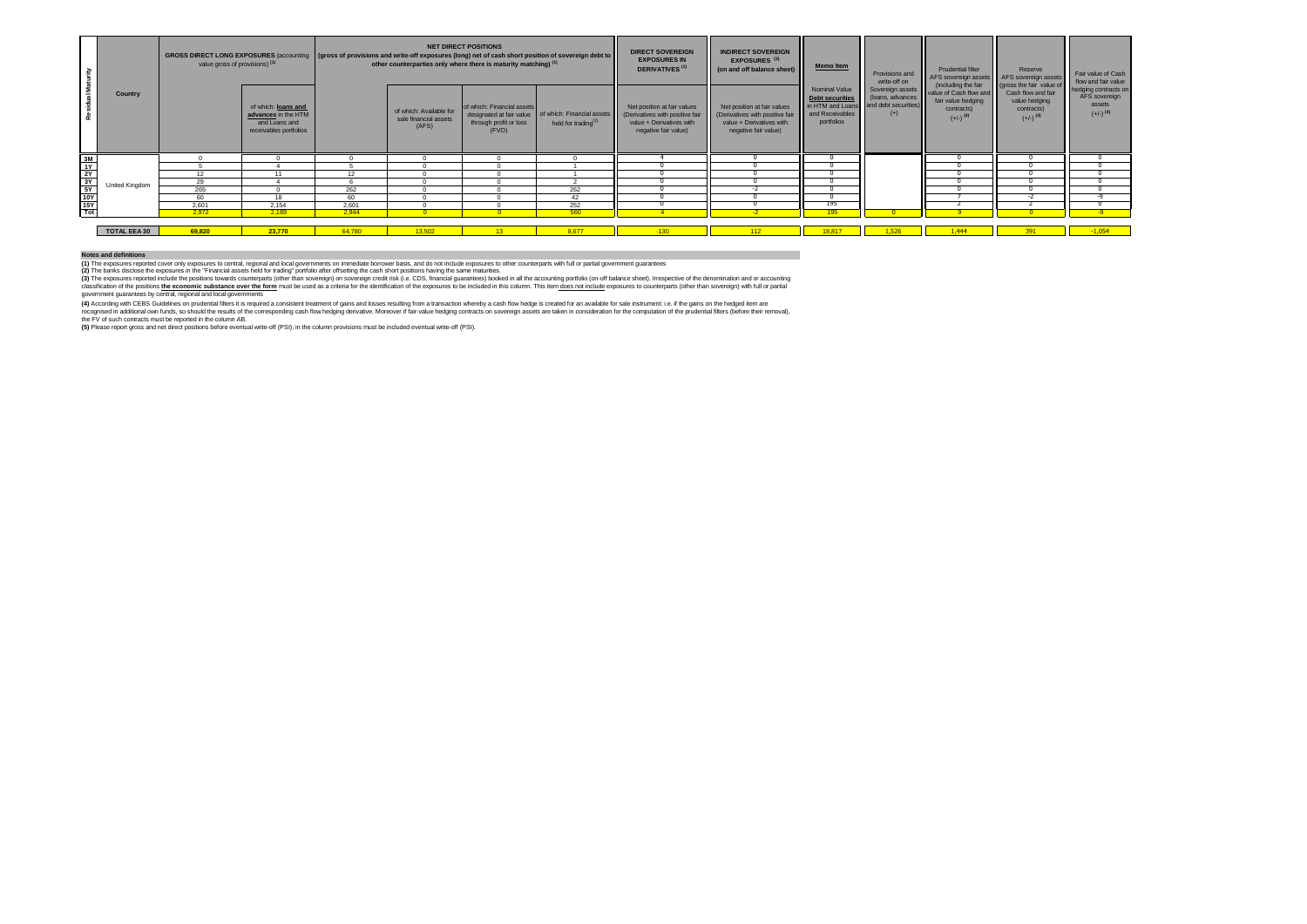| Residual Maturity | Country | GROSS DIRECT LONG EXPOSURES (accounting value gross of provisions) [1] | | NET DIRECT POSITIONS (gross of provisions and write-off exposures (long) net of cash short position of sovereign debt to other counterparties only where there is maturity matching) [1] | | | | DIRECT SOVEREIGN EXPOSURES IN DERIVATIVES [1] | INDIRECT SOVEREIGN EXPOSURES [3] (on and off balance sheet) | Memo Item | Provisions and write-off on Sovereign assets (loans, advances and debt securities) (+) | Prudential filter AFS sovereign assets (including the fair value of Cash flow and fair value hedging contracts) (+/-) [4] | Reserve AFS sovereign assets (gross the fair value of Cash flow and fair value hedging contracts) (+/-) [4] | Fair value of Cash flow and fair value hedging contracts on AFS sovereign assets (+/-) [4] |
|---|---|---|---|---|---|---|---|---|---|---|---|---|---|---|
| | | | of which: loans and advances in the HTM and Loans and receivables portfolios | | of which: Available for sale financial assets (AFS) | of which: Financial assets designated at fair value through profit or loss (FVO) | of which: Financial assets held for trading [2] | Net position at fair values (Derivatives with positive fair value + Derivatives with negative fair value) | Net position at fair values (Derivatives with positive fair value + Derivatives with negative fair value) | Nominal Value Debt securities in HTM and Loans and Receivables portfolios | | | | |
| 3M | United Kingdom | 0 | 0 | 0 | 0 | 0 | 0 | 4 | 0 | 0 | | 0 | 0 | 0 |
| 1Y | | 5 | 4 | 5 | 0 | 0 | 1 | 0 | 0 | 0 | | 0 | 0 | 0 |
| 2Y | | 12 | 11 | 12 | 0 | 0 | 1 | 0 | 0 | 0 | | 0 | 0 | 0 |
| 3Y | | 29 | 4 | 6 | 0 | 0 | 2 | 0 | 0 | 0 | | 0 | 0 | 0 |
| 5Y | | 265 | 0 | 262 | 0 | 0 | 262 | 0 | -2 | 0 | | 0 | 0 | 0 |
| 10Y | | 60 | 18 | 60 | 0 | 0 | 42 | 0 | 0 | 0 | | 7 | -2 | -9 |
| 15Y | | 2,601 | 2,154 | 2,601 | 0 | 0 | 252 | 0 | 0 | 195 | | 2 | 2 | 0 |
| Tot | | 2,972 | 2,189 | 2,944 | 0 | 0 | 560 | 4 | -2 | 195 | 0 | 9 | 0 | -9 |
| | TOTAL EEA 30 | 69,820 | 23,770 | 64,780 | 13,502 | 13 | 8,677 | -130 | 112 | 18,817 | 1,526 | 1,444 | 391 | -1,054 |

**Notes and definitions**

**(1)** The exposures reported cover only exposures to central, regional and local governments on immediate borrower basis, and do not include exposures to other counterparts with full or partial government guarantees

**(2)** The banks disclose the exposures in the "Financial assets held for trading" portfolio after offsetting the cash short positions having the same maturities.

**(3)** The exposures reported include the positions towards counterparts (other than sovereign) on sovereign credit risk (i.e. CDS, financial guarantees) booked in all the accounting portfolio (on-off balance sheet). Irrespective of the denomination and or accounting classification of the positions **the economic substance over the form** must be used as a criteria for the identification of the exposures to be included in this column. This item does not include exposures to counterparts (other than sovereign) with full or partial government guarantees by central, regional and local governments

**(4)** According with CEBS Guidelines on prudential filters it is required a consistent treatment of gains and losses resulting from a transaction whereby a cash flow hedge is created for an available for sale instrument: i.e. if the gains on the hedged item are recognised in additional own funds, so should the results of the corresponding cash flow hedging derivative. Moreover if fair-value hedging contracts on sovereign assets are taken in consideration for the computation of the prudential filters (before their removal), the FV of such contracts must be reported in the column AB.

**(5)** Please report gross and net direct positions before eventual write-off (PSI); in the column provisions must be included eventual write-off (PSI).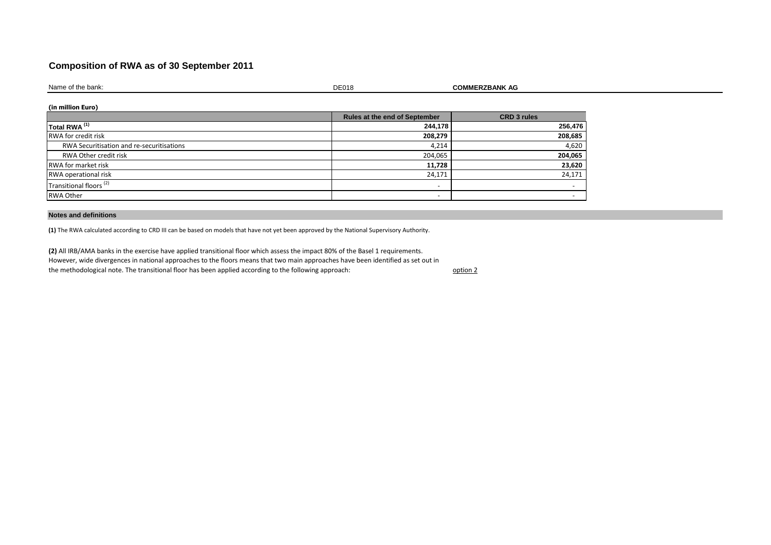# Composition of RWA as of 30 September 2011

Name of the bank: DE018 **COMMERZBANK AG**

**(in million Euro)**

| | Rules at the end of September | CRD 3 rules |
|---|---|---|
| **Total RWA [(1)]** | **244,178** | **256,476** |
| RWA for credit risk | **208,279** | **208,685** |
| RWA Securitisation and re-securitisations | 4,214 | 4,620 |
| RWA Other credit risk | 204,065 | **204,065** |
| RWA for market risk | **11,728** | **23,620** |
| RWA operational risk | 24,171 | 24,171 |
| Transitional floors [(2)] | - | - |
| RWA Other | - | - |

**Notes and definitions**

**(1)** The RWA calculated according to CRD III can be based on models that have not yet been approved by the National Supervisory Authority.

**(2)** All IRB/AMA banks in the exercise have applied transitional floor which assess the impact 80% of the Basel 1 requirements. However, wide divergences in national approaches to the floors means that two main approaches have been identified as set out in the methodological note. The transitional floor has been applied according to the following approach: option 2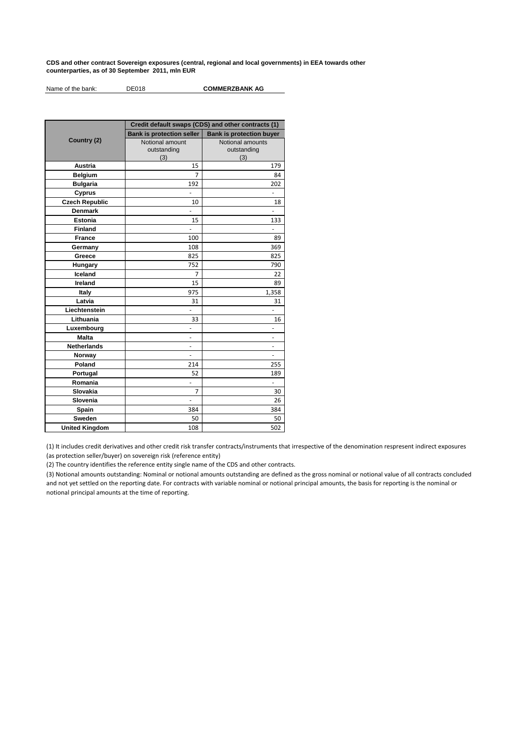**CDS and other contract Sovereign exposures (central, regional and local governments) in EEA towards other counterparties, as of 30 September 2011, mln EUR**

Name of the bank: DE018 **COMMERZBANK AG**

| Country (2) | Credit default swaps (CDS) and other contracts (1) | |
|---|---|---|
| | **Bank is protection seller** | **Bank is protection buyer** |
| | Notional amount outstanding (3) | Notional amounts outstanding (3) |
| **Austria** | 15 | 179 |
| **Belgium** | 7 | 84 |
| **Bulgaria** | 192 | 202 |
| **Cyprus** | - | - |
| **Czech Republic** | 10 | 18 |
| **Denmark** | - | - |
| **Estonia** | 15 | 133 |
| **Finland** | - | - |
| **France** | 100 | 89 |
| **Germany** | 108 | 369 |
| **Greece** | 825 | 825 |
| **Hungary** | 752 | 790 |
| **Iceland** | 7 | 22 |
| **Ireland** | 15 | 89 |
| **Italy** | 975 | 1,358 |
| **Latvia** | 31 | 31 |
| **Liechtenstein** | - | - |
| **Lithuania** | 33 | 16 |
| **Luxembourg** | - | - |
| **Malta** | - | - |
| **Netherlands** | - | - |
| **Norway** | - | - |
| **Poland** | 214 | 255 |
| **Portugal** | 52 | 189 |
| **Romania** | - | - |
| **Slovakia** | 7 | 30 |
| **Slovenia** | - | 26 |
| **Spain** | 384 | 384 |
| **Sweden** | 50 | 50 |
| **United Kingdom** | 108 | 502 |

(1) It includes credit derivatives and other credit risk transfer contracts/instruments that irrespective of the denomination respresent indirect exposures (as protection seller/buyer) on sovereign risk (reference entity)

(2) The country identifies the reference entity single name of the CDS and other contracts.

(3) Notional amounts outstanding: Nominal or notional amounts outstanding are defined as the gross nominal or notional value of all contracts concluded and not yet settled on the reporting date. For contracts with variable nominal or notional principal amounts, the basis for reporting is the nominal or notional principal amounts at the time of reporting.